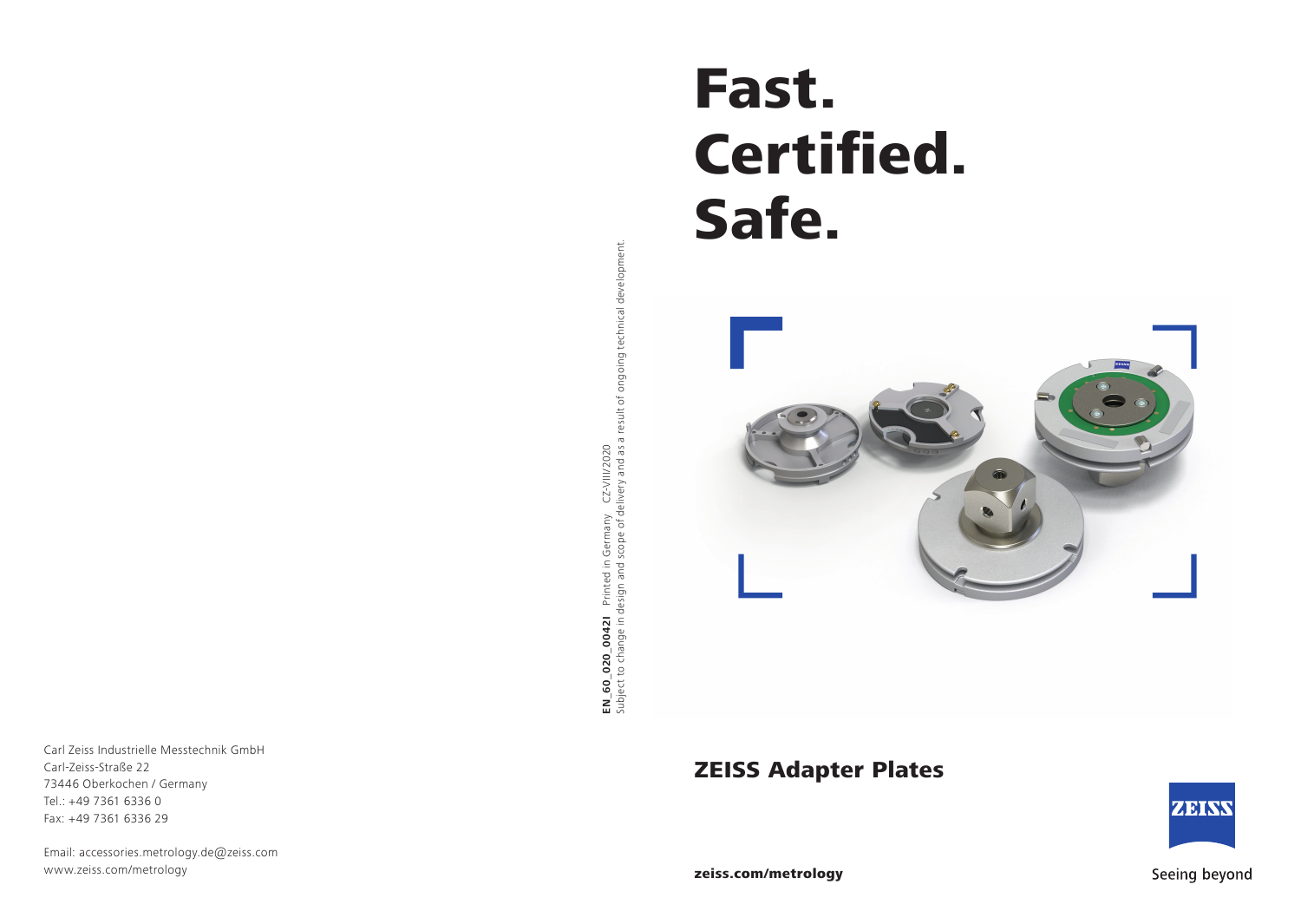# Fast. Certified. Safe.

## ZEISS Adapter Plates

**zeiss.com/metrology**

Seeing beyond

**EN_60_020_0042I** Printed in Germany CZ-VIII/2020
Subject to change in design and scope of delivery and as a result of ongoing technical development.

Carl Zeiss Industrielle Messtechnik GmbH
Carl-Zeiss-Straße 22
73446 Oberkochen / Germany
Tel.: +49 7361 6336 0
Fax: +49 7361 6336 29

Email: accessories.metrology.de@zeiss.com
www.zeiss.com/metrology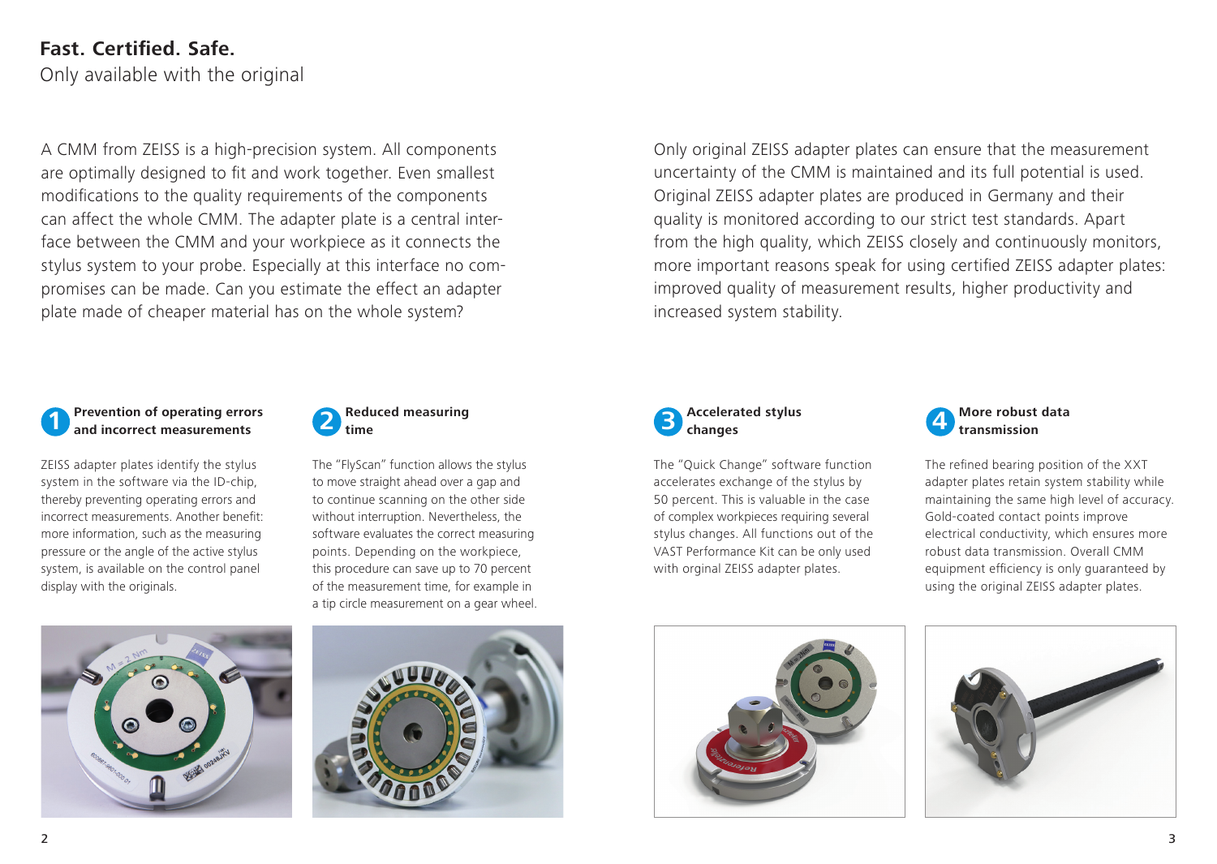## Fast. Certified. Safe.

Only available with the original

A CMM from ZEISS is a high-precision system. All components are optimally designed to fit and work together. Even smallest modifications to the quality requirements of the components can affect the whole CMM. The adapter plate is a central interface between the CMM and your workpiece as it connects the stylus system to your probe. Especially at this interface no compromises can be made. Can you estimate the effect an adapter plate made of cheaper material has on the whole system?

Only original ZEISS adapter plates can ensure that the measurement uncertainty of the CMM is maintained and its full potential is used. Original ZEISS adapter plates are produced in Germany and their quality is monitored according to our strict test standards. Apart from the high quality, which ZEISS closely and continuously monitors, more important reasons speak for using certified ZEISS adapter plates: improved quality of measurement results, higher productivity and increased system stability.

### 1 Prevention of operating errors and incorrect measurements

ZEISS adapter plates identify the stylus system in the software via the ID-chip, thereby preventing operating errors and incorrect measurements. Another benefit: more information, such as the measuring pressure or the angle of the active stylus system, is available on the control panel display with the originals.

### 2 Reduced measuring time

The "FlyScan" function allows the stylus to move straight ahead over a gap and to continue scanning on the other side without interruption. Nevertheless, the software evaluates the correct measuring points. Depending on the workpiece, this procedure can save up to 70 percent of the measurement time, for example in a tip circle measurement on a gear wheel.

### 3 Accelerated stylus changes

The "Quick Change" software function accelerates exchange of the stylus by 50 percent. This is valuable in the case of complex workpieces requiring several stylus changes. All functions out of the VAST Performance Kit can be only used with orginal ZEISS adapter plates.

### 4 More robust data transmission

The refined bearing position of the XXT adapter plates retain system stability while maintaining the same high level of accuracy. Gold-coated contact points improve electrical conductivity, which ensures more robust data transmission. Overall CMM equipment efficiency is only guaranteed by using the original ZEISS adapter plates.